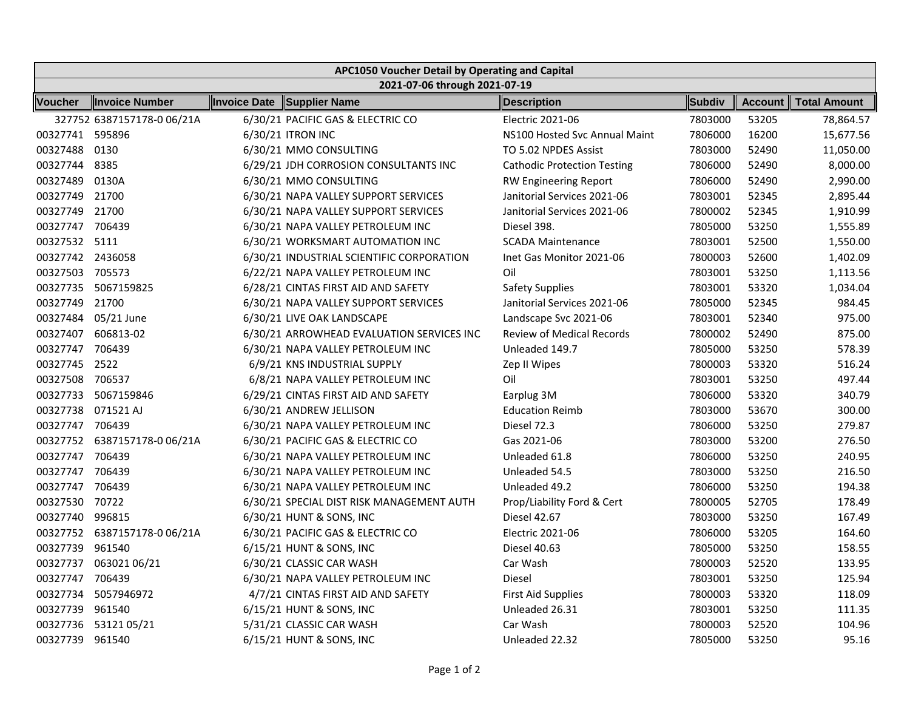| APC1050 Voucher Detail by Operating and Capital | | | | | | | |
|---|---|---|---|---|---|---|---|
| 2021-07-06 through 2021-07-19 | | | | | | | |
| **Voucher** | **Invoice Number** | **Invoice Date** | **Supplier Name** | **Description** | **Subdiv** | **Account** | **Total Amount** |
| 327752 | 6387157178-0 06/21A | 6/30/21 | PACIFIC GAS & ELECTRIC CO | Electric 2021-06 | 7803000 | 53205 | 78,864.57 |
| 00327741 | 595896 | 6/30/21 | ITRON INC | NS100 Hosted Svc Annual Maint | 7806000 | 16200 | 15,677.56 |
| 00327488 | 0130 | 6/30/21 | MMO CONSULTING | TO 5.02 NPDES Assist | 7803000 | 52490 | 11,050.00 |
| 00327744 | 8385 | 6/29/21 | JDH CORROSION CONSULTANTS INC | Cathodic Protection Testing | 7806000 | 52490 | 8,000.00 |
| 00327489 | 0130A | 6/30/21 | MMO CONSULTING | RW Engineering Report | 7806000 | 52490 | 2,990.00 |
| 00327749 | 21700 | 6/30/21 | NAPA VALLEY SUPPORT SERVICES | Janitorial Services 2021-06 | 7803001 | 52345 | 2,895.44 |
| 00327749 | 21700 | 6/30/21 | NAPA VALLEY SUPPORT SERVICES | Janitorial Services 2021-06 | 7800002 | 52345 | 1,910.99 |
| 00327747 | 706439 | 6/30/21 | NAPA VALLEY PETROLEUM INC | Diesel 398. | 7805000 | 53250 | 1,555.89 |
| 00327532 | 5111 | 6/30/21 | WORKSMART AUTOMATION INC | SCADA Maintenance | 7803001 | 52500 | 1,550.00 |
| 00327742 | 2436058 | 6/30/21 | INDUSTRIAL SCIENTIFIC CORPORATION | Inet Gas Monitor 2021-06 | 7800003 | 52600 | 1,402.09 |
| 00327503 | 705573 | 6/22/21 | NAPA VALLEY PETROLEUM INC | Oil | 7803001 | 53250 | 1,113.56 |
| 00327735 | 5067159825 | 6/28/21 | CINTAS FIRST AID AND SAFETY | Safety Supplies | 7803001 | 53320 | 1,034.04 |
| 00327749 | 21700 | 6/30/21 | NAPA VALLEY SUPPORT SERVICES | Janitorial Services 2021-06 | 7805000 | 52345 | 984.45 |
| 00327484 | 05/21 June | 6/30/21 | LIVE OAK LANDSCAPE | Landscape Svc 2021-06 | 7803001 | 52340 | 975.00 |
| 00327407 | 606813-02 | 6/30/21 | ARROWHEAD EVALUATION SERVICES INC | Review of Medical Records | 7800002 | 52490 | 875.00 |
| 00327747 | 706439 | 6/30/21 | NAPA VALLEY PETROLEUM INC | Unleaded 149.7 | 7805000 | 53250 | 578.39 |
| 00327745 | 2522 | 6/9/21 | KNS INDUSTRIAL SUPPLY | Zep II Wipes | 7800003 | 53320 | 516.24 |
| 00327508 | 706537 | 6/8/21 | NAPA VALLEY PETROLEUM INC | Oil | 7803001 | 53250 | 497.44 |
| 00327733 | 5067159846 | 6/29/21 | CINTAS FIRST AID AND SAFETY | Earplug 3M | 7806000 | 53320 | 340.79 |
| 00327738 | 071521 AJ | 6/30/21 | ANDREW JELLISON | Education Reimb | 7803000 | 53670 | 300.00 |
| 00327747 | 706439 | 6/30/21 | NAPA VALLEY PETROLEUM INC | Diesel 72.3 | 7806000 | 53250 | 279.87 |
| 00327752 | 6387157178-0 06/21A | 6/30/21 | PACIFIC GAS & ELECTRIC CO | Gas 2021-06 | 7803000 | 53200 | 276.50 |
| 00327747 | 706439 | 6/30/21 | NAPA VALLEY PETROLEUM INC | Unleaded 61.8 | 7806000 | 53250 | 240.95 |
| 00327747 | 706439 | 6/30/21 | NAPA VALLEY PETROLEUM INC | Unleaded 54.5 | 7803000 | 53250 | 216.50 |
| 00327747 | 706439 | 6/30/21 | NAPA VALLEY PETROLEUM INC | Unleaded 49.2 | 7806000 | 53250 | 194.38 |
| 00327530 | 70722 | 6/30/21 | SPECIAL DIST RISK MANAGEMENT AUTH | Prop/Liability Ford & Cert | 7800005 | 52705 | 178.49 |
| 00327740 | 996815 | 6/30/21 | HUNT & SONS, INC | Diesel 42.67 | 7803000 | 53250 | 167.49 |
| 00327752 | 6387157178-0 06/21A | 6/30/21 | PACIFIC GAS & ELECTRIC CO | Electric 2021-06 | 7806000 | 53205 | 164.60 |
| 00327739 | 961540 | 6/15/21 | HUNT & SONS, INC | Diesel 40.63 | 7805000 | 53250 | 158.55 |
| 00327737 | 063021 06/21 | 6/30/21 | CLASSIC CAR WASH | Car Wash | 7800003 | 52520 | 133.95 |
| 00327747 | 706439 | 6/30/21 | NAPA VALLEY PETROLEUM INC | Diesel | 7803001 | 53250 | 125.94 |
| 00327734 | 5057946972 | 4/7/21 | CINTAS FIRST AID AND SAFETY | First Aid Supplies | 7800003 | 53320 | 118.09 |
| 00327739 | 961540 | 6/15/21 | HUNT & SONS, INC | Unleaded 26.31 | 7803001 | 53250 | 111.35 |
| 00327736 | 53121 05/21 | 5/31/21 | CLASSIC CAR WASH | Car Wash | 7800003 | 52520 | 104.96 |
| 00327739 | 961540 | 6/15/21 | HUNT & SONS, INC | Unleaded 22.32 | 7805000 | 53250 | 95.16 |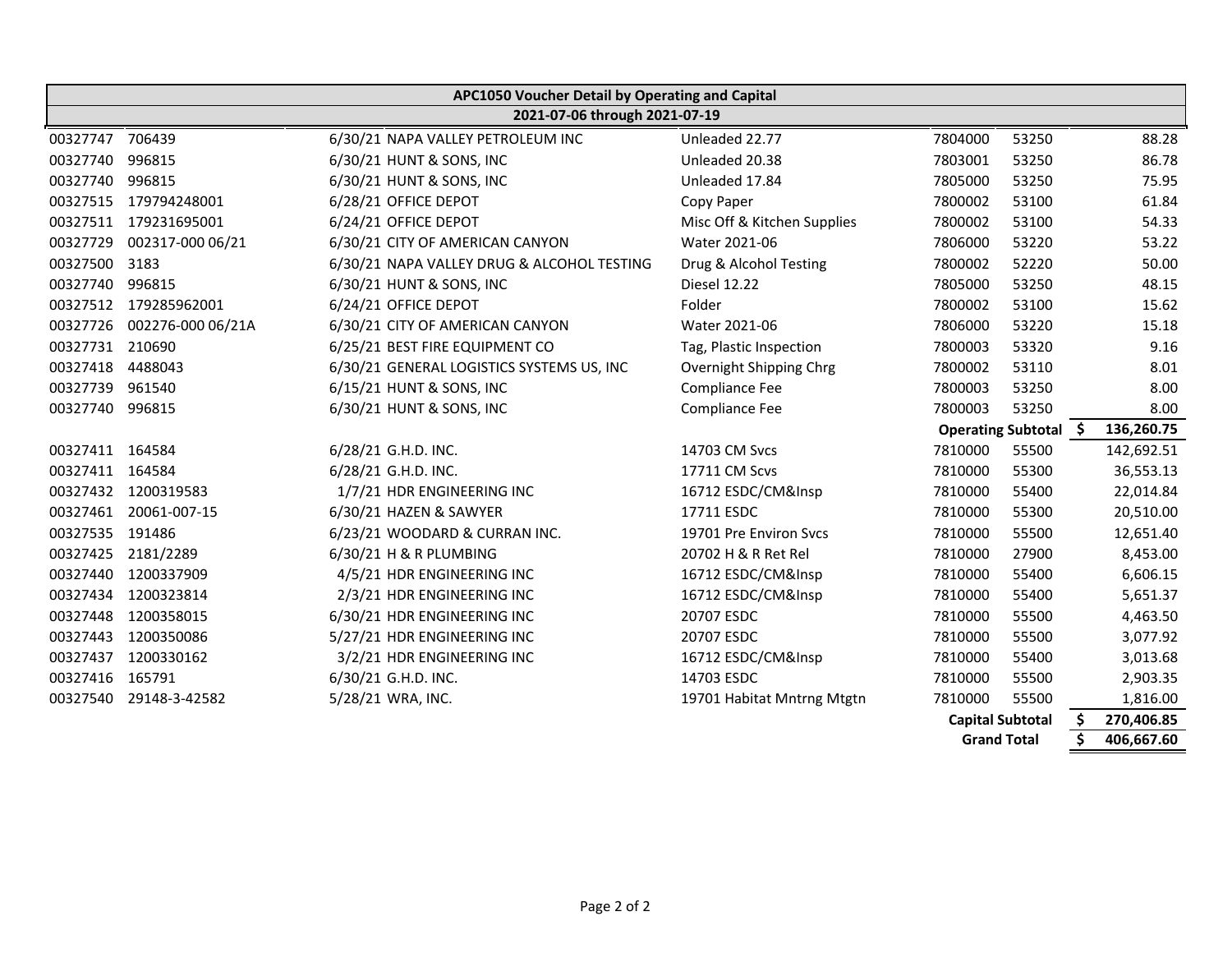| APC1050 Voucher Detail by Operating and Capital | | | | | | | |
|---|---|---|---|---|---|---|---|
| 2021-07-06 through 2021-07-19 | | | | | | | |
| 00327747 | 706439 | 6/30/21 | NAPA VALLEY PETROLEUM INC | Unleaded 22.77 | 7804000 | 53250 | 88.28 |
| 00327740 | 996815 | 6/30/21 | HUNT & SONS, INC | Unleaded 20.38 | 7803001 | 53250 | 86.78 |
| 00327740 | 996815 | 6/30/21 | HUNT & SONS, INC | Unleaded 17.84 | 7805000 | 53250 | 75.95 |
| 00327515 | 179794248001 | 6/28/21 | OFFICE DEPOT | Copy Paper | 7800002 | 53100 | 61.84 |
| 00327511 | 179231695001 | 6/24/21 | OFFICE DEPOT | Misc Off & Kitchen Supplies | 7800002 | 53100 | 54.33 |
| 00327729 | 002317-000 06/21 | 6/30/21 | CITY OF AMERICAN CANYON | Water 2021-06 | 7806000 | 53220 | 53.22 |
| 00327500 | 3183 | 6/30/21 | NAPA VALLEY DRUG & ALCOHOL TESTING | Drug & Alcohol Testing | 7800002 | 52220 | 50.00 |
| 00327740 | 996815 | 6/30/21 | HUNT & SONS, INC | Diesel 12.22 | 7805000 | 53250 | 48.15 |
| 00327512 | 179285962001 | 6/24/21 | OFFICE DEPOT | Folder | 7800002 | 53100 | 15.62 |
| 00327726 | 002276-000 06/21A | 6/30/21 | CITY OF AMERICAN CANYON | Water 2021-06 | 7806000 | 53220 | 15.18 |
| 00327731 | 210690 | 6/25/21 | BEST FIRE EQUIPMENT CO | Tag, Plastic Inspection | 7800003 | 53320 | 9.16 |
| 00327418 | 4488043 | 6/30/21 | GENERAL LOGISTICS SYSTEMS US, INC | Overnight Shipping Chrg | 7800002 | 53110 | 8.01 |
| 00327739 | 961540 | 6/15/21 | HUNT & SONS, INC | Compliance Fee | 7800003 | 53250 | 8.00 |
| 00327740 | 996815 | 6/30/21 | HUNT & SONS, INC | Compliance Fee | 7800003 | 53250 | 8.00 |
| | | | | | **Operating Subtotal** | | **$ 136,260.75** |
| 00327411 | 164584 | 6/28/21 | G.H.D. INC. | 14703 CM Svcs | 7810000 | 55500 | 142,692.51 |
| 00327411 | 164584 | 6/28/21 | G.H.D. INC. | 17711 CM Scvs | 7810000 | 55300 | 36,553.13 |
| 00327432 | 1200319583 | 1/7/21 | HDR ENGINEERING INC | 16712 ESDC/CM&Insp | 7810000 | 55400 | 22,014.84 |
| 00327461 | 20061-007-15 | 6/30/21 | HAZEN & SAWYER | 17711 ESDC | 7810000 | 55300 | 20,510.00 |
| 00327535 | 191486 | 6/23/21 | WOODARD & CURRAN INC. | 19701 Pre Environ Svcs | 7810000 | 55500 | 12,651.40 |
| 00327425 | 2181/2289 | 6/30/21 | H & R PLUMBING | 20702 H & R Ret Rel | 7810000 | 27900 | 8,453.00 |
| 00327440 | 1200337909 | 4/5/21 | HDR ENGINEERING INC | 16712 ESDC/CM&Insp | 7810000 | 55400 | 6,606.15 |
| 00327434 | 1200323814 | 2/3/21 | HDR ENGINEERING INC | 16712 ESDC/CM&Insp | 7810000 | 55400 | 5,651.37 |
| 00327448 | 1200358015 | 6/30/21 | HDR ENGINEERING INC | 20707 ESDC | 7810000 | 55500 | 4,463.50 |
| 00327443 | 1200350086 | 5/27/21 | HDR ENGINEERING INC | 20707 ESDC | 7810000 | 55500 | 3,077.92 |
| 00327437 | 1200330162 | 3/2/21 | HDR ENGINEERING INC | 16712 ESDC/CM&Insp | 7810000 | 55400 | 3,013.68 |
| 00327416 | 165791 | 6/30/21 | G.H.D. INC. | 14703 ESDC | 7810000 | 55500 | 2,903.35 |
| 00327540 | 29148-3-42582 | 5/28/21 | WRA, INC. | 19701 Habitat Mntrng Mtgtn | 7810000 | 55500 | 1,816.00 |
| | | | | | **Capital Subtotal** | | **$ 270,406.85** |
| | | | | | **Grand Total** | | **$ 406,667.60** |